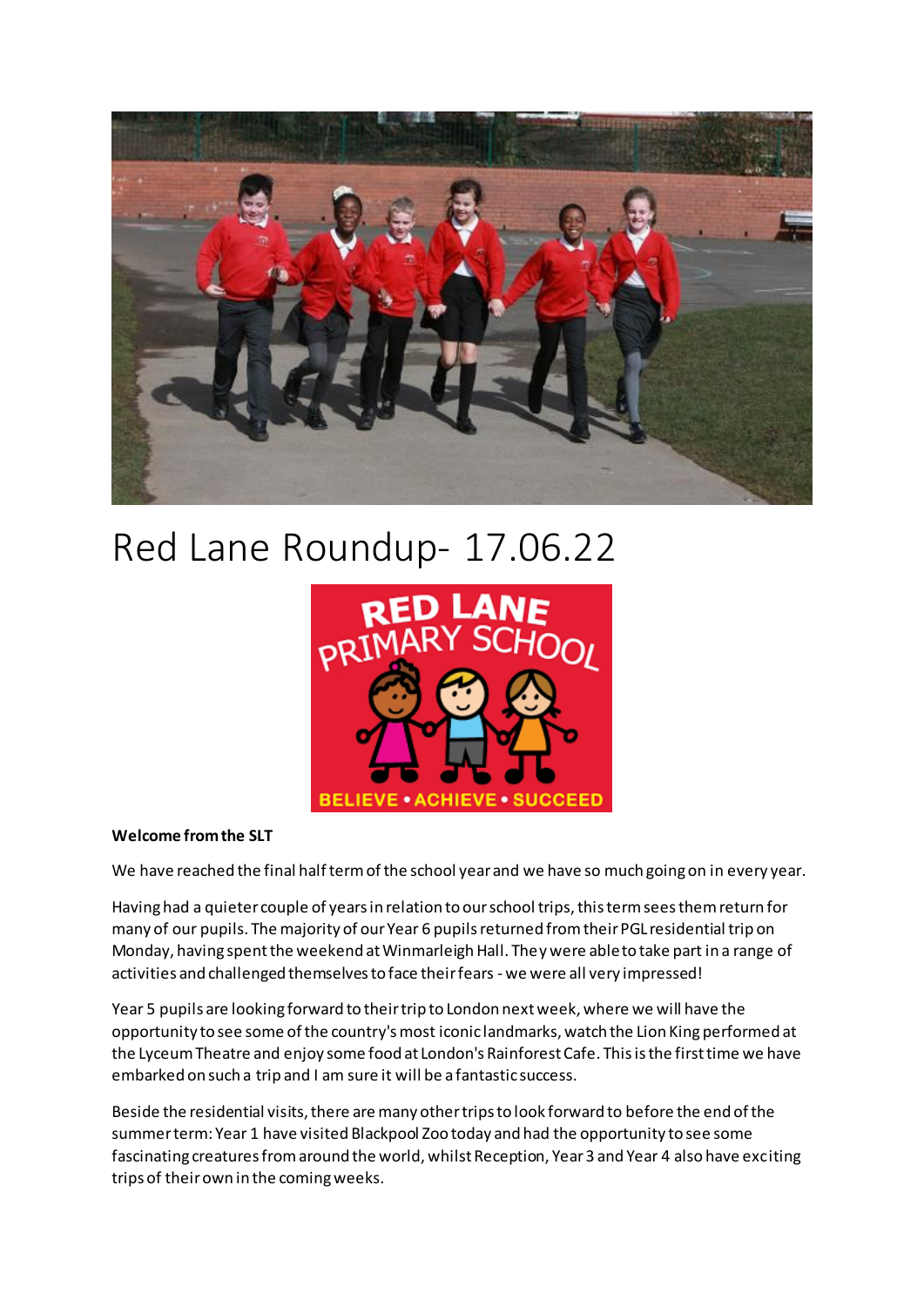# Red Lane Roundup- 17.06.22

**Welcome from the SLT**

We have reached the final half term of the school year and we have so much going on in every year.

Having had a quieter couple of years in relation to our school trips, this term sees them return for many of our pupils. The majority of our Year 6 pupils returned from their PGL residential trip on Monday, having spent the weekend at Winmarleigh Hall. They were able to take part in a range of activities and challenged themselves to face their fears - we were all very impressed!

Year 5 pupils are looking forward to their trip to London next week, where we will have the opportunity to see some of the country's most iconic landmarks, watch the Lion King performed at the Lyceum Theatre and enjoy some food at London's Rainforest Cafe. This is the first time we have embarked on such a trip and I am sure it will be a fantastic success.

Beside the residential visits, there are many other trips to look forward to before the end of the summer term: Year 1 have visited Blackpool Zoo today and had the opportunity to see some fascinating creatures from around the world, whilst Reception, Year 3 and Year 4 also have exciting trips of their own in the coming weeks.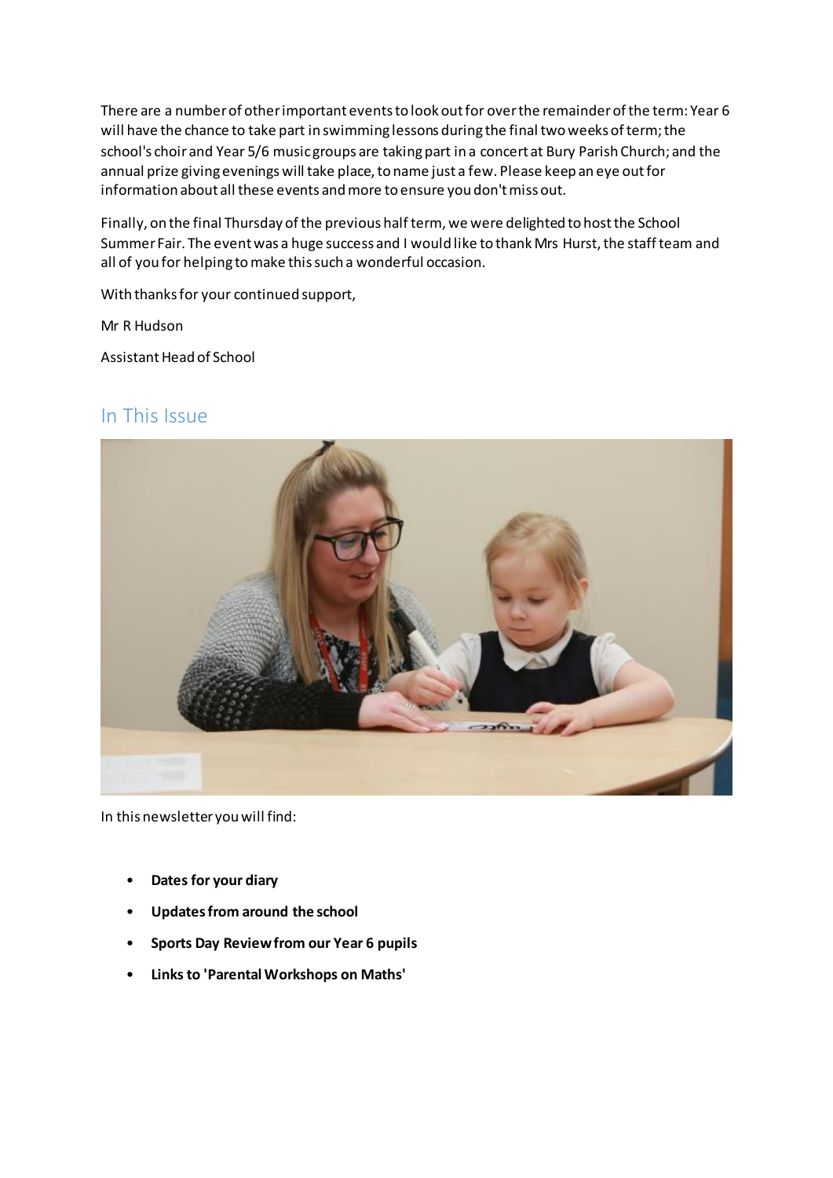There are a number of other important events to look out for over the remainder of the term: Year 6 will have the chance to take part in swimming lessons during the final two weeks of term; the school's choir and Year 5/6 music groups are taking part in a concert at Bury Parish Church; and the annual prize giving evenings will take place, to name just a few. Please keep an eye out for information about all these events and more to ensure you don't miss out.

Finally, on the final Thursday of the previous half term, we were delighted to host the School Summer Fair. The event was a huge success and I would like to thank Mrs Hurst, the staff team and all of you for helping to make this such a wonderful occasion.

With thanks for your continued support,

Mr R Hudson

Assistant Head of School

## In This Issue

In this newsletter you will find:

- **Dates for your diary**
- **Updates from around the school**
- **Sports Day Review from our Year 6 pupils**
- **Links to 'Parental Workshops on Maths'**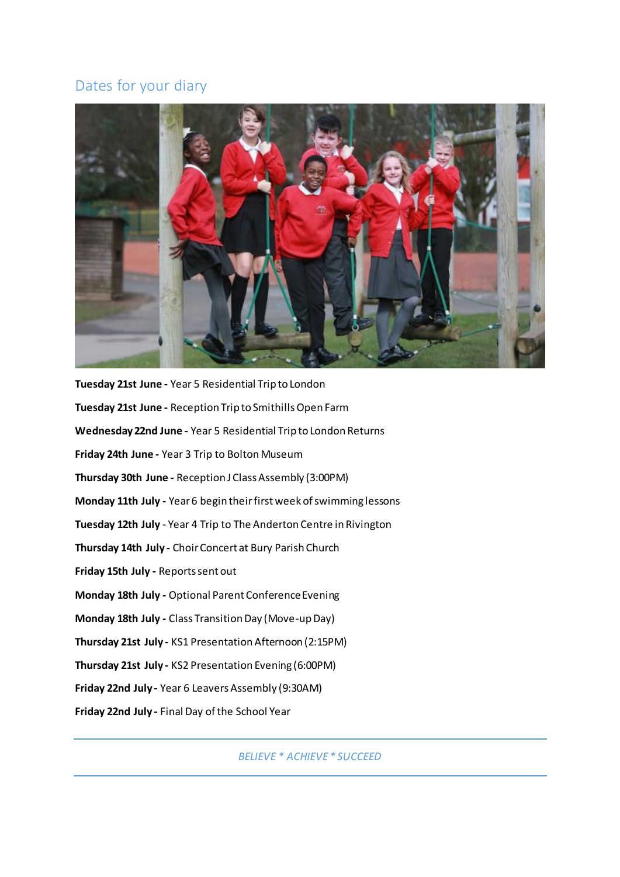## Dates for your diary

**Tuesday 21st June -** Year 5 Residential Trip to London

**Tuesday 21st June -** Reception Trip to Smithills Open Farm

**Wednesday 22nd June -** Year 5 Residential Trip to London Returns

**Friday 24th June -** Year 3 Trip to Bolton Museum

**Thursday 30th June -** Reception J Class Assembly (3:00PM)

**Monday 11th July -** Year 6 begin their first week of swimming lessons

**Tuesday 12th July** - Year 4 Trip to The Anderton Centre in Rivington

**Thursday 14th July -** Choir Concert at Bury Parish Church

**Friday 15th July -** Reports sent out

**Monday 18th July -** Optional Parent Conference Evening

**Monday 18th July -** Class Transition Day (Move-up Day)

**Thursday 21st July -** KS1 Presentation Afternoon (2:15PM)

**Thursday 21st July -** KS2 Presentation Evening (6:00PM)

**Friday 22nd July -** Year 6 Leavers Assembly (9:30AM)

**Friday 22nd July -** Final Day of the School Year

*BELIEVE * ACHIEVE * SUCCEED*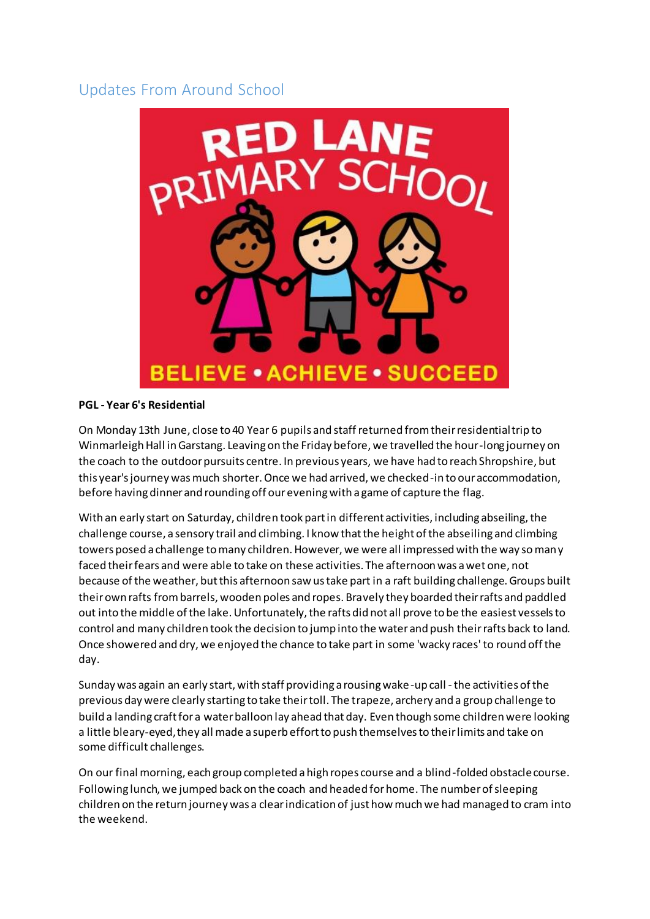## Updates From Around School

**PGL - Year 6's Residential**

On Monday 13th June, close to 40 Year 6 pupils and staff returned from their residential trip to Winmarleigh Hall in Garstang. Leaving on the Friday before, we travelled the hour-long journey on the coach to the outdoor pursuits centre. In previous years, we have had to reach Shropshire, but this year's journey was much shorter. Once we had arrived, we checked-in to our accommodation, before having dinner and rounding off our evening with a game of capture the flag.

With an early start on Saturday, children took part in different activities, including abseiling, the challenge course, a sensory trail and climbing. I know that the height of the abseiling and climbing towers posed a challenge to many children. However, we were all impressed with the way so many faced their fears and were able to take on these activities. The afternoon was a wet one, not because of the weather, but this afternoon saw us take part in a raft building challenge. Groups built their own rafts from barrels, wooden poles and ropes. Bravely they boarded their rafts and paddled out into the middle of the lake. Unfortunately, the rafts did not all prove to be the easiest vessels to control and many children took the decision to jump into the water and push their rafts back to land. Once showered and dry, we enjoyed the chance to take part in some 'wacky races' to round off the day.

Sunday was again an early start, with staff providing a rousing wake-up call - the activities of the previous day were clearly starting to take their toll. The trapeze, archery and a group challenge to build a landing craft for a water balloon lay ahead that day. Even though some children were looking a little bleary-eyed, they all made a superb effort to push themselves to their limits and take on some difficult challenges.

On our final morning, each group completed a high ropes course and a blind-folded obstacle course. Following lunch, we jumped back on the coach and headed for home. The number of sleeping children on the return journey was a clear indication of just how much we had managed to cram into the weekend.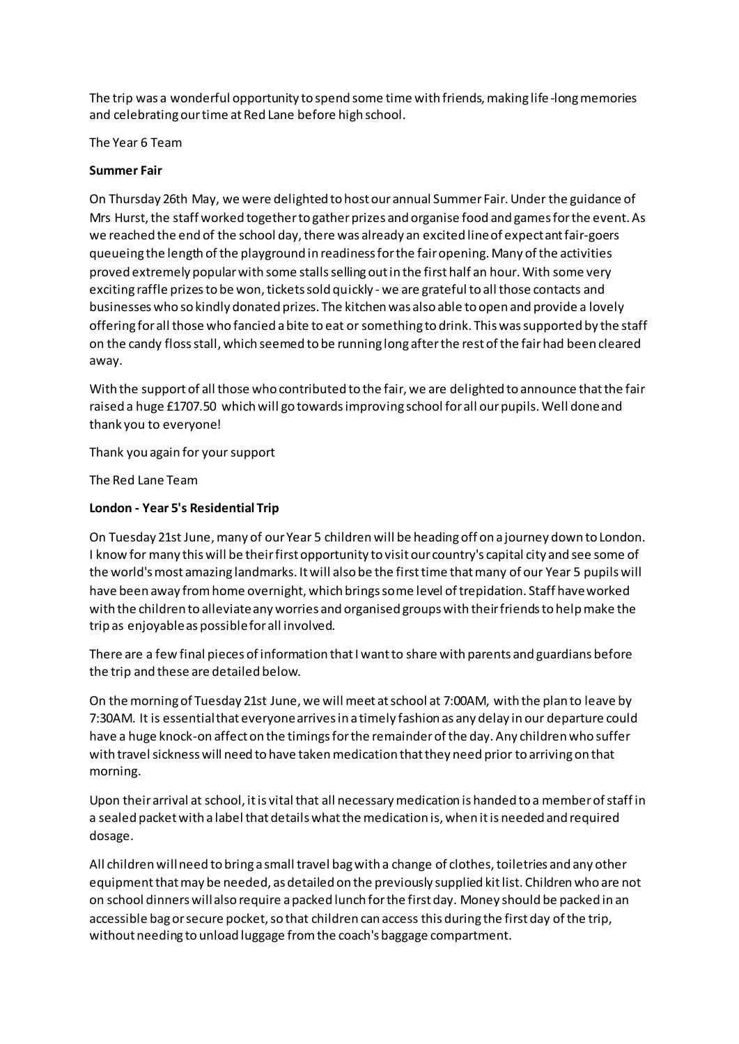The trip was a wonderful opportunity to spend some time with friends, making life-long memories and celebrating our time at Red Lane before high school.

The Year 6 Team

**Summer Fair**

On Thursday 26th May, we were delighted to host our annual Summer Fair. Under the guidance of Mrs Hurst, the staff worked together to gather prizes and organise food and games for the event. As we reached the end of the school day, there was already an excited line of expectant fair-goers queueing the length of the playground in readiness for the fair opening. Many of the activities proved extremely popular with some stalls selling out in the first half an hour. With some very exciting raffle prizes to be won, tickets sold quickly - we are grateful to all those contacts and businesses who so kindly donated prizes. The kitchen was also able to open and provide a lovely offering for all those who fancied a bite to eat or something to drink. This was supported by the staff on the candy floss stall, which seemed to be running long after the rest of the fair had been cleared away.

With the support of all those who contributed to the fair, we are delighted to announce that the fair raised a huge £1707.50 which will go towards improving school for all our pupils. Well done and thank you to everyone!

Thank you again for your support

The Red Lane Team

**London - Year 5's Residential Trip**

On Tuesday 21st June, many of our Year 5 children will be heading off on a journey down to London. I know for many this will be their first opportunity to visit our country's capital city and see some of the world's most amazing landmarks. It will also be the first time that many of our Year 5 pupils will have been away from home overnight, which brings some level of trepidation. Staff have worked with the children to alleviate any worries and organised groups with their friends to help make the trip as enjoyable as possible for all involved.

There are a few final pieces of information that I want to share with parents and guardians before the trip and these are detailed below.

On the morning of Tuesday 21st June, we will meet at school at 7:00AM, with the plan to leave by 7:30AM. It is essential that everyone arrives in a timely fashion as any delay in our departure could have a huge knock-on affect on the timings for the remainder of the day. Any children who suffer with travel sickness will need to have taken medication that they need prior to arriving on that morning.

Upon their arrival at school, it is vital that all necessary medication is handed to a member of staff in a sealed packet with a label that details what the medication is, when it is needed and required dosage.

All children will need to bring a small travel bag with a change of clothes, toiletries and any other equipment that may be needed, as detailed on the previously supplied kit list. Children who are not on school dinners will also require a packed lunch for the first day. Money should be packed in an accessible bag or secure pocket, so that children can access this during the first day of the trip, without needing to unload luggage from the coach's baggage compartment.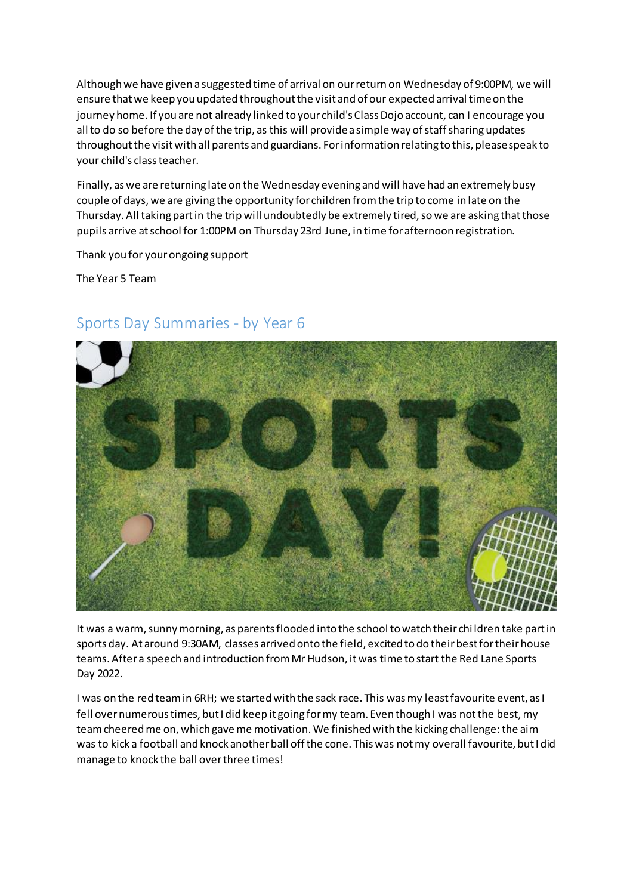Although we have given a suggested time of arrival on our return on Wednesday of 9:00PM, we will ensure that we keep you updated throughout the visit and of our expected arrival time on the journey home. If you are not already linked to your child's Class Dojo account, can I encourage you all to do so before the day of the trip, as this will provide a simple way of staff sharing updates throughout the visit with all parents and guardians. For information relating to this, please speak to your child's class teacher.

Finally, as we are returning late on the Wednesday evening and will have had an extremely busy couple of days, we are giving the opportunity for children from the trip to come in late on the Thursday. All taking part in the trip will undoubtedly be extremely tired, so we are asking that those pupils arrive at school for 1:00PM on Thursday 23rd June, in time for afternoon registration.

Thank you for your ongoing support

The Year 5 Team

## Sports Day Summaries - by Year 6

It was a warm, sunny morning, as parents flooded into the school to watch their children take part in sports day. At around 9:30AM, classes arrived onto the field, excited to do their best for their house teams. After a speech and introduction from Mr Hudson, it was time to start the Red Lane Sports Day 2022.

I was on the red team in 6RH; we started with the sack race. This was my least favourite event, as I fell over numerous times, but I did keep it going for my team. Even though I was not the best, my team cheered me on, which gave me motivation. We finished with the kicking challenge: the aim was to kick a football and knock another ball off the cone. This was not my overall favourite, but I did manage to knock the ball over three times!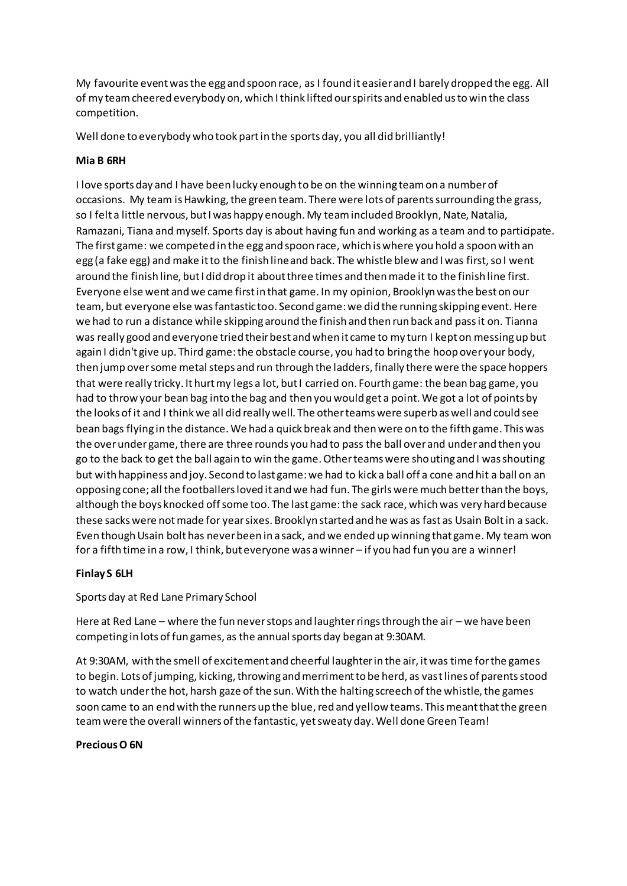My favourite event was the egg and spoon race, as I found it easier and I barely dropped the egg. All of my team cheered everybody on, which I think lifted our spirits and enabled us to win the class competition.

Well done to everybody who took part in the sports day, you all did brilliantly!

**Mia B 6RH**

I love sports day and I have been lucky enough to be on the winning team on a number of occasions. My team is Hawking, the green team. There were lots of parents surrounding the grass, so I felt a little nervous, but I was happy enough. My team included Brooklyn, Nate, Natalia, Ramazani, Tiana and myself. Sports day is about having fun and working as a team and to participate. The first game: we competed in the egg and spoon race, which is where you hold a spoon with an egg (a fake egg) and make it to the finish line and back. The whistle blew and I was first, so I went around the finish line, but I did drop it about three times and then made it to the finish line first. Everyone else went and we came first in that game. In my opinion, Brooklyn was the best on our team, but everyone else was fantastic too. Second game: we did the running skipping event. Here we had to run a distance while skipping around the finish and then run back and pass it on. Tianna was really good and everyone tried their best and when it came to my turn I kept on messing up but again I didn't give up. Third game: the obstacle course, you had to bring the hoop over your body, then jump over some metal steps and run through the ladders, finally there were the space hoppers that were really tricky. It hurt my legs a lot, but I carried on. Fourth game: the bean bag game, you had to throw your bean bag into the bag and then you would get a point. We got a lot of points by the looks of it and I think we all did really well. The other teams were superb as well and could see bean bags flying in the distance. We had a quick break and then were on to the fifth game. This was the over under game, there are three rounds you had to pass the ball over and under and then you go to the back to get the ball again to win the game. Other teams were shouting and I was shouting but with happiness and joy. Second to last game: we had to kick a ball off a cone and hit a ball on an opposing cone; all the footballers loved it and we had fun. The girls were much better than the boys, although the boys knocked off some too. The last game: the sack race, which was very hard because these sacks were not made for year sixes. Brooklyn started and he was as fast as Usain Bolt in a sack. Even though Usain bolt has never been in a sack, and we ended up winning that game. My team won for a fifth time in a row, I think, but everyone was a winner – if you had fun you are a winner!

**Finlay S 6LH**

Sports day at Red Lane Primary School

Here at Red Lane – where the fun never stops and laughter rings through the air – we have been competing in lots of fun games, as the annual sports day began at 9:30AM.

At 9:30AM, with the smell of excitement and cheerful laughter in the air, it was time for the games to begin. Lots of jumping, kicking, throwing and merriment to be herd, as vast lines of parents stood to watch under the hot, harsh gaze of the sun. With the halting screech of the whistle, the games soon came to an end with the runners up the blue, red and yellow teams. This meant that the green team were the overall winners of the fantastic, yet sweaty day. Well done Green Team!

**Precious O 6N**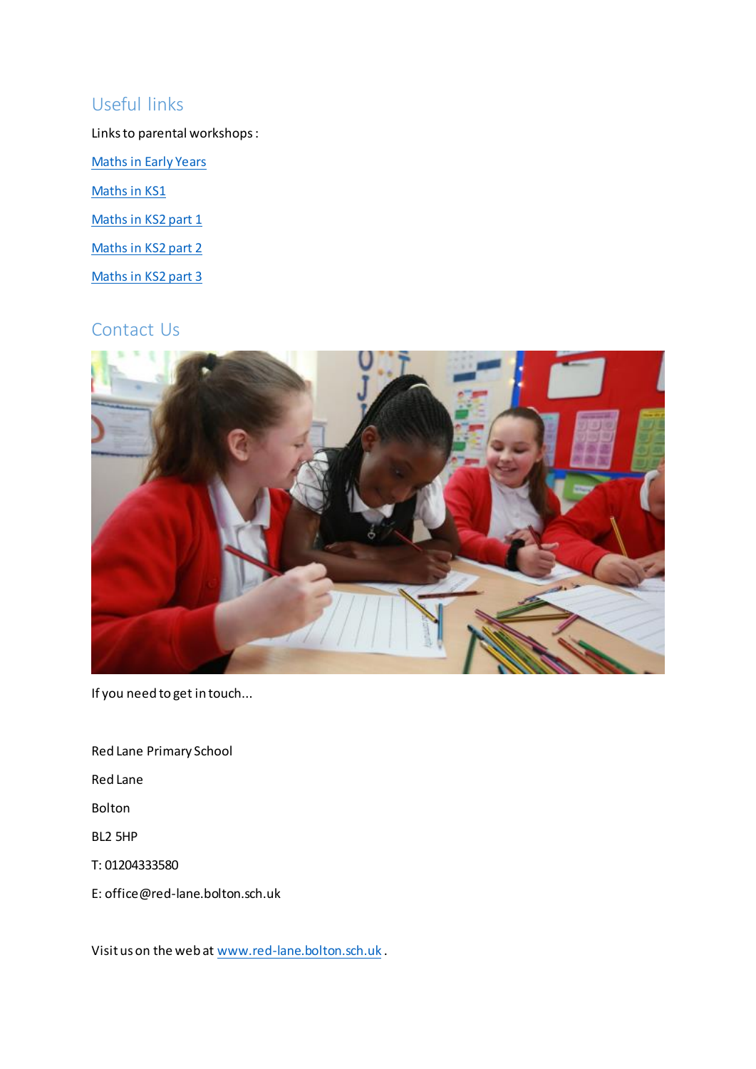## Useful links

Links to parental workshops:

[Maths in Early Years]

[Maths in KS1]

[Maths in KS2 part 1]

[Maths in KS2 part 2]

[Maths in KS2 part 3]

## Contact Us

If you need to get in touch...

Red Lane Primary School

Red Lane

Bolton

BL2 5HP

T: 01204333580

E: office@red-lane.bolton.sch.uk

Visit us on the web at www.red-lane.bolton.sch.uk.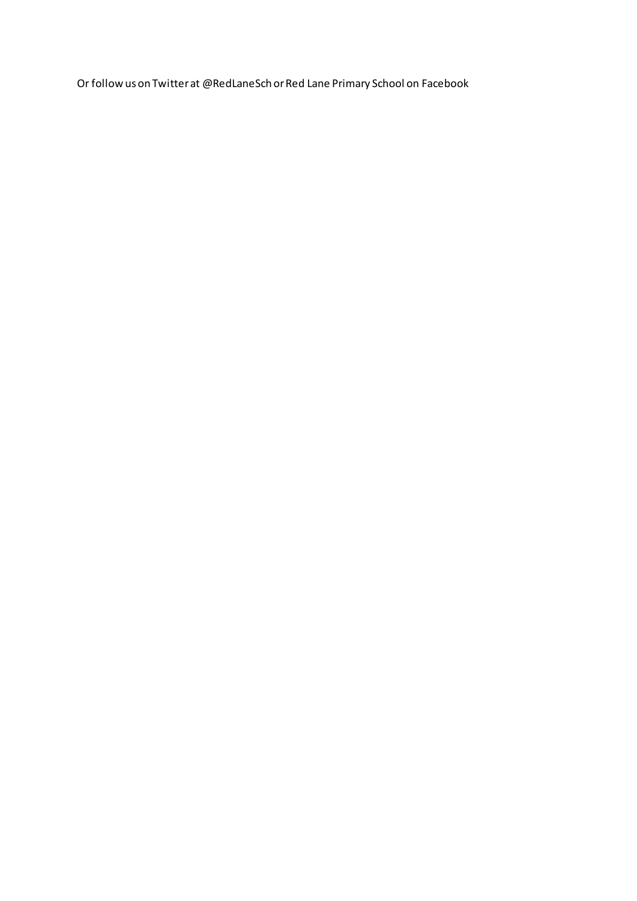Or follow us on Twitter at @RedLaneSch or Red Lane Primary School on Facebook